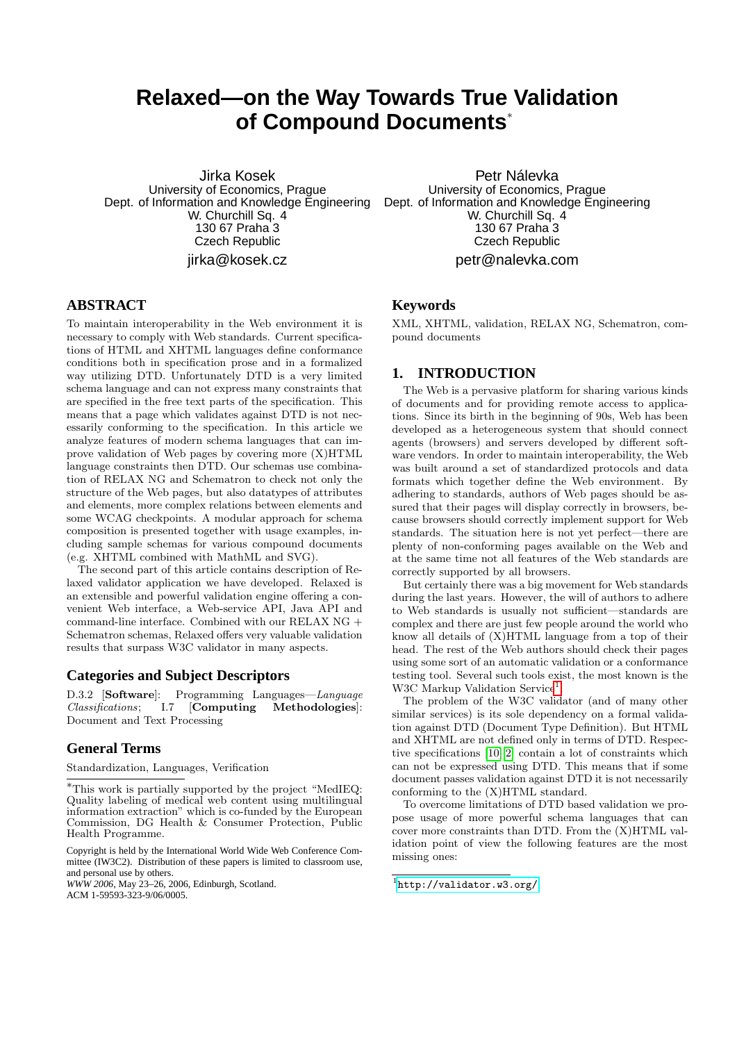# Relaxed—on the Way Towards True Validation of Compound Documents*

Jirka Kosek
University of Economics, Prague
Dept. of Information and Knowledge Engineering
W. Churchill Sq. 4
130 67 Praha 3
Czech Republic
jirka@kosek.cz

Petr Nálevka
University of Economics, Prague
Dept. of Information and Knowledge Engineering
W. Churchill Sq. 4
130 67 Praha 3
Czech Republic
petr@nalevka.com

## ABSTRACT

To maintain interoperability in the Web environment it is necessary to comply with Web standards. Current specifications of HTML and XHTML languages define conformance conditions both in specification prose and in a formalized way utilizing DTD. Unfortunately DTD is a very limited schema language and can not express many constraints that are specified in the free text parts of the specification. This means that a page which validates against DTD is not necessarily conforming to the specification. In this article we analyze features of modern schema languages that can improve validation of Web pages by covering more (X)HTML language constraints then DTD. Our schemas use combination of RELAX NG and Schematron to check not only the structure of the Web pages, but also datatypes of attributes and elements, more complex relations between elements and some WCAG checkpoints. A modular approach for schema composition is presented together with usage examples, including sample schemas for various compound documents (e.g. XHTML combined with MathML and SVG).

The second part of this article contains description of Relaxed validator application we have developed. Relaxed is an extensible and powerful validation engine offering a convenient Web interface, a Web-service API, Java API and command-line interface. Combined with our RELAX NG + Schematron schemas, Relaxed offers very valuable validation results that surpass W3C validator in many aspects.

## Categories and Subject Descriptors

D.3.2 [**Software**]: Programming Languages—*Language Classifications*; I.7 [**Computing Methodologies**]: Document and Text Processing

## General Terms

Standardization, Languages, Verification

*This work is partially supported by the project "MedIEQ: Quality labeling of medical web content using multilingual information extraction" which is co-funded by the European Commission, DG Health & Consumer Protection, Public Health Programme.

Copyright is held by the International World Wide Web Conference Committee (IW3C2). Distribution of these papers is limited to classroom use, and personal use by others.
*WWW 2006*, May 23–26, 2006, Edinburgh, Scotland.
ACM 1-59593-323-9/06/0005.

## Keywords

XML, XHTML, validation, RELAX NG, Schematron, compound documents

## 1. INTRODUCTION

The Web is a pervasive platform for sharing various kinds of documents and for providing remote access to applications. Since its birth in the beginning of 90s, Web has been developed as a heterogeneous system that should connect agents (browsers) and servers developed by different software vendors. In order to maintain interoperability, the Web was built around a set of standardized protocols and data formats which together define the Web environment. By adhering to standards, authors of Web pages should be assured that their pages will display correctly in browsers, because browsers should correctly implement support for Web standards. The situation here is not yet perfect—there are plenty of non-conforming pages available on the Web and at the same time not all features of the Web standards are correctly supported by all browsers.

But certainly there was a big movement for Web standards during the last years. However, the will of authors to adhere to Web standards is usually not sufficient—standards are complex and there are just few people around the world who know all details of (X)HTML language from a top of their head. The rest of the Web authors should check their pages using some sort of an automatic validation or a conformance testing tool. Several such tools exist, the most known is the W3C Markup Validation Service[1].

The problem of the W3C validator (and of many other similar services) is its sole dependency on a formal validation against DTD (Document Type Definition). But HTML and XHTML are not defined only in terms of DTD. Respective specifications [10, 2] contain a lot of constraints which can not be expressed using DTD. This means that if some document passes validation against DTD it is not necessarily conforming to the (X)HTML standard.

To overcome limitations of DTD based validation we propose usage of more powerful schema languages that can cover more constraints than DTD. From the (X)HTML validation point of view the following features are the most missing ones:

[1] http://validator.w3.org/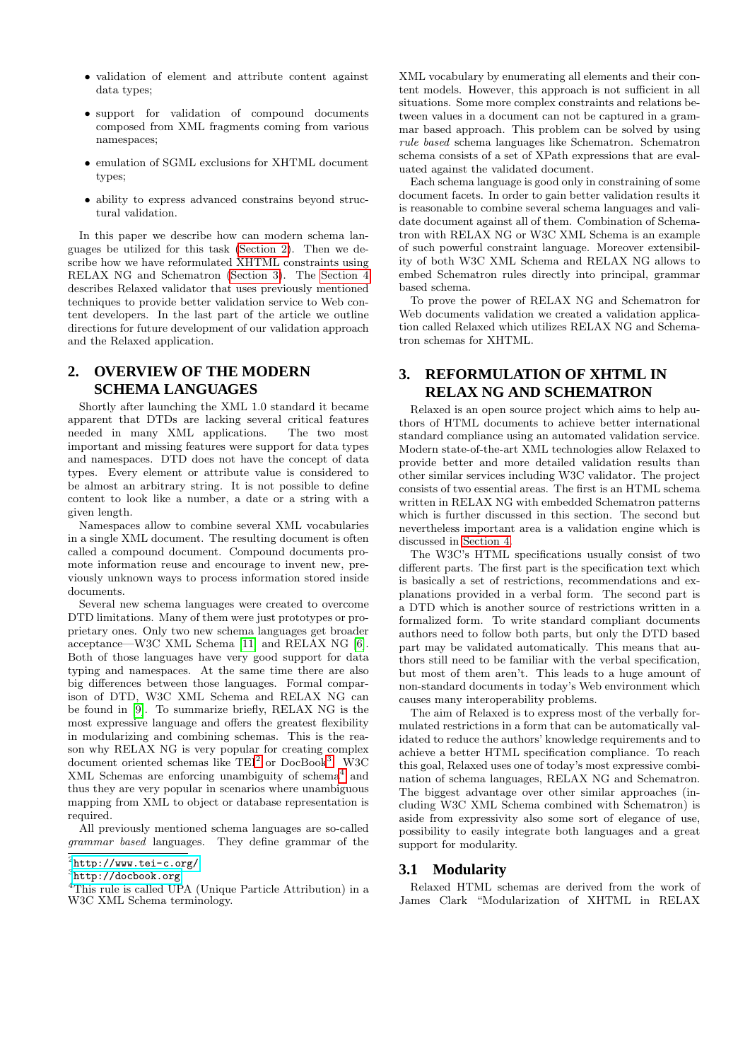- validation of element and attribute content against data types;
- support for validation of compound documents composed from XML fragments coming from various namespaces;
- emulation of SGML exclusions for XHTML document types;
- ability to express advanced constrains beyond structural validation.

In this paper we describe how can modern schema languages be utilized for this task (Section 2). Then we describe how we have reformulated XHTML constraints using RELAX NG and Schematron (Section 3). The Section 4 describes Relaxed validator that uses previously mentioned techniques to provide better validation service to Web content developers. In the last part of the article we outline directions for future development of our validation approach and the Relaxed application.

## 2. OVERVIEW OF THE MODERN SCHEMA LANGUAGES

Shortly after launching the XML 1.0 standard it became apparent that DTDs are lacking several critical features needed in many XML applications. The two most important and missing features were support for data types and namespaces. DTD does not have the concept of data types. Every element or attribute value is considered to be almost an arbitrary string. It is not possible to define content to look like a number, a date or a string with a given length.

Namespaces allow to combine several XML vocabularies in a single XML document. The resulting document is often called a compound document. Compound documents promote information reuse and encourage to invent new, previously unknown ways to process information stored inside documents.

Several new schema languages were created to overcome DTD limitations. Many of them were just prototypes or proprietary ones. Only two new schema languages get broader acceptance—W3C XML Schema [11] and RELAX NG [6]. Both of those languages have very good support for data typing and namespaces. At the same time there are also big differences between those languages. Formal comparison of DTD, W3C XML Schema and RELAX NG can be found in [9]. To summarize briefly, RELAX NG is the most expressive language and offers the greatest flexibility in modularizing and combining schemas. This is the reason why RELAX NG is very popular for creating complex document oriented schemas like TEI[2] or DocBook[3]. W3C XML Schemas are enforcing unambiguity of schema[4] and thus they are very popular in scenarios where unambiguous mapping from XML to object or database representation is required.

All previously mentioned schema languages are so-called *grammar based* languages. They define grammar of the XML vocabulary by enumerating all elements and their content models. However, this approach is not sufficient in all situations. Some more complex constraints and relations between values in a document can not be captured in a grammar based approach. This problem can be solved by using *rule based* schema languages like Schematron. Schematron schema consists of a set of XPath expressions that are evaluated against the validated document.

Each schema language is good only in constraining of some document facets. In order to gain better validation results it is reasonable to combine several schema languages and validate document against all of them. Combination of Schematron with RELAX NG or W3C XML Schema is an example of such powerful constraint language. Moreover extensibility of both W3C XML Schema and RELAX NG allows to embed Schematron rules directly into principal, grammar based schema.

To prove the power of RELAX NG and Schematron for Web documents validation we created a validation application called Relaxed which utilizes RELAX NG and Schematron schemas for XHTML.

[2] http://www.tei-c.org/

[3] http://docbook.org

[4] This rule is called UPA (Unique Particle Attribution) in a W3C XML Schema terminology.

## 3. REFORMULATION OF XHTML IN RELAX NG AND SCHEMATRON

Relaxed is an open source project which aims to help authors of HTML documents to achieve better international standard compliance using an automated validation service. Modern state-of-the-art XML technologies allow Relaxed to provide better and more detailed validation results than other similar services including W3C validator. The project consists of two essential areas. The first is an HTML schema written in RELAX NG with embedded Schematron patterns which is further discussed in this section. The second but nevertheless important area is a validation engine which is discussed in Section 4.

The W3C's HTML specifications usually consist of two different parts. The first part is the specification text which is basically a set of restrictions, recommendations and explanations provided in a verbal form. The second part is a DTD which is another source of restrictions written in a formalized form. To write standard compliant documents authors need to follow both parts, but only the DTD based part may be validated automatically. This means that authors still need to be familiar with the verbal specification, but most of them aren't. This leads to a huge amount of non-standard documents in today's Web environment which causes many interoperability problems.

The aim of Relaxed is to express most of the verbally formulated restrictions in a form that can be automatically validated to reduce the authors' knowledge requirements and to achieve a better HTML specification compliance. To reach this goal, Relaxed uses one of today's most expressive combination of schema languages, RELAX NG and Schematron. The biggest advantage over other similar approaches (including W3C XML Schema combined with Schematron) is aside from expressivity also some sort of elegance of use, possibility to easily integrate both languages and a great support for modularity.

### 3.1 Modularity

Relaxed HTML schemas are derived from the work of James Clark "Modularization of XHTML in RELAX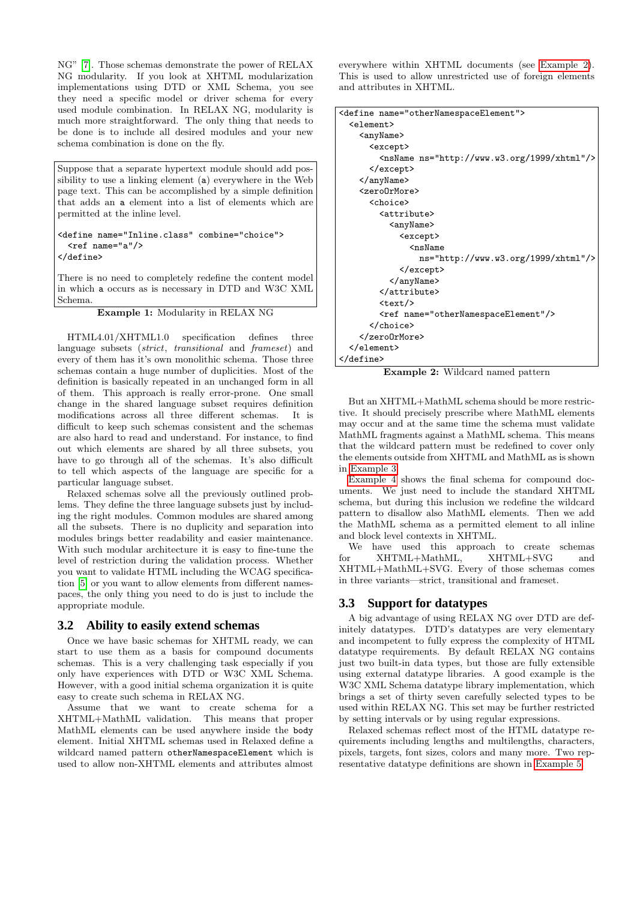NG" [7]. Those schemas demonstrate the power of RELAX NG modularity. If you look at XHTML modularization implementations using DTD or XML Schema, you see they need a specific model or driver schema for every used module combination. In RELAX NG, modularity is much more straightforward. The only thing that needs to be done is to include all desired modules and your new schema combination is done on the fly.

Suppose that a separate hypertext module should add possibility to use a linking element (`a`) everywhere in the Web page text. This can be accomplished by a simple definition that adds an `a` element into a list of elements which are permitted at the inline level.

```
<define name="Inline.class" combine="choice">
  <ref name="a"/>
</define>
```

There is no need to completely redefine the content model in which `a` occurs as is necessary in DTD and W3C XML Schema.

**Example 1:** Modularity in RELAX NG

HTML4.01/XHTML1.0 specification defines three language subsets (*strict*, *transitional* and *frameset*) and every of them has it's own monolithic schema. Those three schemas contain a huge number of duplicities. Most of the definition is basically repeated in an unchanged form in all of them. This approach is really error-prone. One small change in the shared language subset requires definition modifications across all three different schemas. It is difficult to keep such schemas consistent and the schemas are also hard to read and understand. For instance, to find out which elements are shared by all three subsets, you have to go through all of the schemas. It's also difficult to tell which aspects of the language are specific for a particular language subset.

Relaxed schemas solve all the previously outlined problems. They define the three language subsets just by including the right modules. Common modules are shared among all the subsets. There is no duplicity and separation into modules brings better readability and easier maintenance. With such modular architecture it is easy to fine-tune the level of restriction during the validation process. Whether you want to validate HTML including the WCAG specification [5] or you want to allow elements from different namespaces, the only thing you need to do is just to include the appropriate module.

## 3.2 Ability to easily extend schemas

Once we have basic schemas for XHTML ready, we can start to use them as a basis for compound documents schemas. This is a very challenging task especially if you only have experiences with DTD or W3C XML Schema. However, with a good initial schema organization it is quite easy to create such schema in RELAX NG.

Assume that we want to create schema for a XHTML+MathML validation. This means that proper MathML elements can be used anywhere inside the `body` element. Initial XHTML schemas used in Relaxed define a wildcard named pattern `otherNamespaceElement` which is used to allow non-XHTML elements and attributes almost everywhere within XHTML documents (see Example 2). This is used to allow unrestricted use of foreign elements and attributes in XHTML.

```
<define name="otherNamespaceElement">
  <element>
    <anyName>
      <except>
        <nsName ns="http://www.w3.org/1999/xhtml"/>
      </except>
    </anyName>
    <zeroOrMore>
      <choice>
        <attribute>
          <anyName>
            <except>
              <nsName
                ns="http://www.w3.org/1999/xhtml"/>
            </except>
          </anyName>
        </attribute>
        <text/>
        <ref name="otherNamespaceElement"/>
      </choice>
    </zeroOrMore>
  </element>
</define>
```

**Example 2:** Wildcard named pattern

But an XHTML+MathML schema should be more restrictive. It should precisely prescribe where MathML elements may occur and at the same time the schema must validate MathML fragments against a MathML schema. This means that the wildcard pattern must be redefined to cover only the elements outside from XHTML and MathML as is shown in Example 3.

Example 4 shows the final schema for compound documents. We just need to include the standard XHTML schema, but during this inclusion we redefine the wildcard pattern to disallow also MathML elements. Then we add the MathML schema as a permitted element to all inline and block level contexts in XHTML.

We have used this approach to create schemas for XHTML+MathML, XHTML+SVG and XHTML+MathML+SVG. Every of those schemas comes in three variants—strict, transitional and frameset.

## 3.3 Support for datatypes

A big advantage of using RELAX NG over DTD are definitely datatypes. DTD's datatypes are very elementary and incompetent to fully express the complexity of HTML datatype requirements. By default RELAX NG contains just two built-in data types, but those are fully extensible using external datatype libraries. A good example is the W3C XML Schema datatype library implementation, which brings a set of thirty seven carefully selected types to be used within RELAX NG. This set may be further restricted by setting intervals or by using regular expressions.

Relaxed schemas reflect most of the HTML datatype requirements including lengths and multilengths, characters, pixels, targets, font sizes, colors and many more. Two representative datatype definitions are shown in Example 5.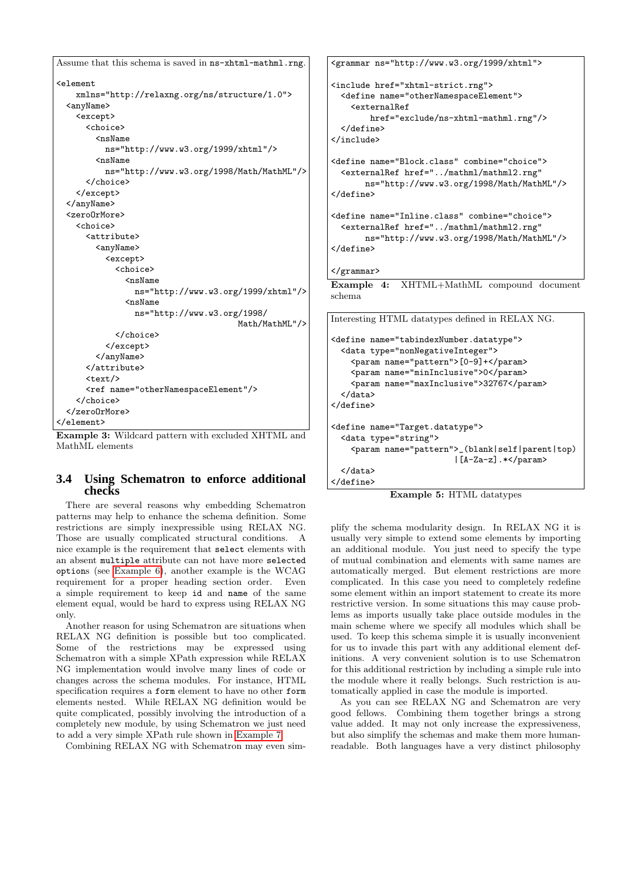Assume that this schema is saved in ns-xhtml-mathml.rng.

```
<element
    xmlns="http://relaxng.org/ns/structure/1.0">
  <anyName>
    <except>
      <choice>
        <nsName
          ns="http://www.w3.org/1999/xhtml"/>
        <nsName
          ns="http://www.w3.org/1998/Math/MathML"/>
      </choice>
    </except>
  </anyName>
  <zeroOrMore>
    <choice>
      <attribute>
        <anyName>
          <except>
            <choice>
              <nsName
                ns="http://www.w3.org/1999/xhtml"/>
              <nsName
                ns="http://www.w3.org/1998/
                                  Math/MathML"/>
            </choice>
          </except>
        </anyName>
      </attribute>
      <text/>
      <ref name="otherNamespaceElement"/>
    </choice>
  </zeroOrMore>
</element>
```

**Example 3:** Wildcard pattern with excluded XHTML and MathML elements

## 3.4 Using Schematron to enforce additional checks

There are several reasons why embedding Schematron patterns may help to enhance the schema definition. Some restrictions are simply inexpressible using RELAX NG. Those are usually complicated structural conditions. A nice example is the requirement that select elements with an absent multiple attribute can not have more selected options (see Example 6), another example is the WCAG requirement for a proper heading section order. Even a simple requirement to keep id and name of the same element equal, would be hard to express using RELAX NG only.

Another reason for using Schematron are situations when RELAX NG definition is possible but too complicated. Some of the restrictions may be expressed using Schematron with a simple XPath expression while RELAX NG implementation would involve many lines of code or changes across the schema modules. For instance, HTML specification requires a form element to have no other form elements nested. While RELAX NG definition would be quite complicated, possibly involving the introduction of a completely new module, by using Schematron we just need to add a very simple XPath rule shown in Example 7.

Combining RELAX NG with Schematron may even simplify the schema modularity design. In RELAX NG it is usually very simple to extend some elements by importing an additional module. You just need to specify the type of mutual combination and elements with same names are automatically merged. But element restrictions are more complicated. In this case you need to completely redefine some element within an import statement to create its more restrictive version. In some situations this may cause problems as imports usually take place outside modules in the main scheme where we specify all modules which shall be used. To keep this schema simple it is usually inconvenient for us to invade this part with any additional element definitions. A very convenient solution is to use Schematron for this additional restriction by including a simple rule into the module where it really belongs. Such restriction is automatically applied in case the module is imported.

As you can see RELAX NG and Schematron are very good fellows. Combining them together brings a strong value added. It may not only increase the expressiveness, but also simplify the schemas and make them more human-readable. Both languages have a very distinct philosophy

```
<grammar ns="http://www.w3.org/1999/xhtml">

<include href="xhtml-strict.rng">
  <define name="otherNamespaceElement">
    <externalRef
        href="exclude/ns-xhtml-mathml.rng"/>
  </define>
</include>

<define name="Block.class" combine="choice">
  <externalRef href="../mathml/mathml2.rng"
       ns="http://www.w3.org/1998/Math/MathML"/>
</define>

<define name="Inline.class" combine="choice">
  <externalRef href="../mathml/mathml2.rng"
       ns="http://www.w3.org/1998/Math/MathML"/>
</define>

</grammar>
```

**Example 4:** XHTML+MathML compound document schema

Interesting HTML datatypes defined in RELAX NG.

```
<define name="tabindexNumber.datatype">
  <data type="nonNegativeInteger">
    <param name="pattern">[0-9]+</param>
    <param name="minInclusive">0</param>
    <param name="maxInclusive">32767</param>
  </data>
</define>

<define name="Target.datatype">
  <data type="string">
    <param name="pattern">_(blank|self|parent|top)
                     |[A-Za-z].*</param>
  </data>
</define>
```

**Example 5:** HTML datatypes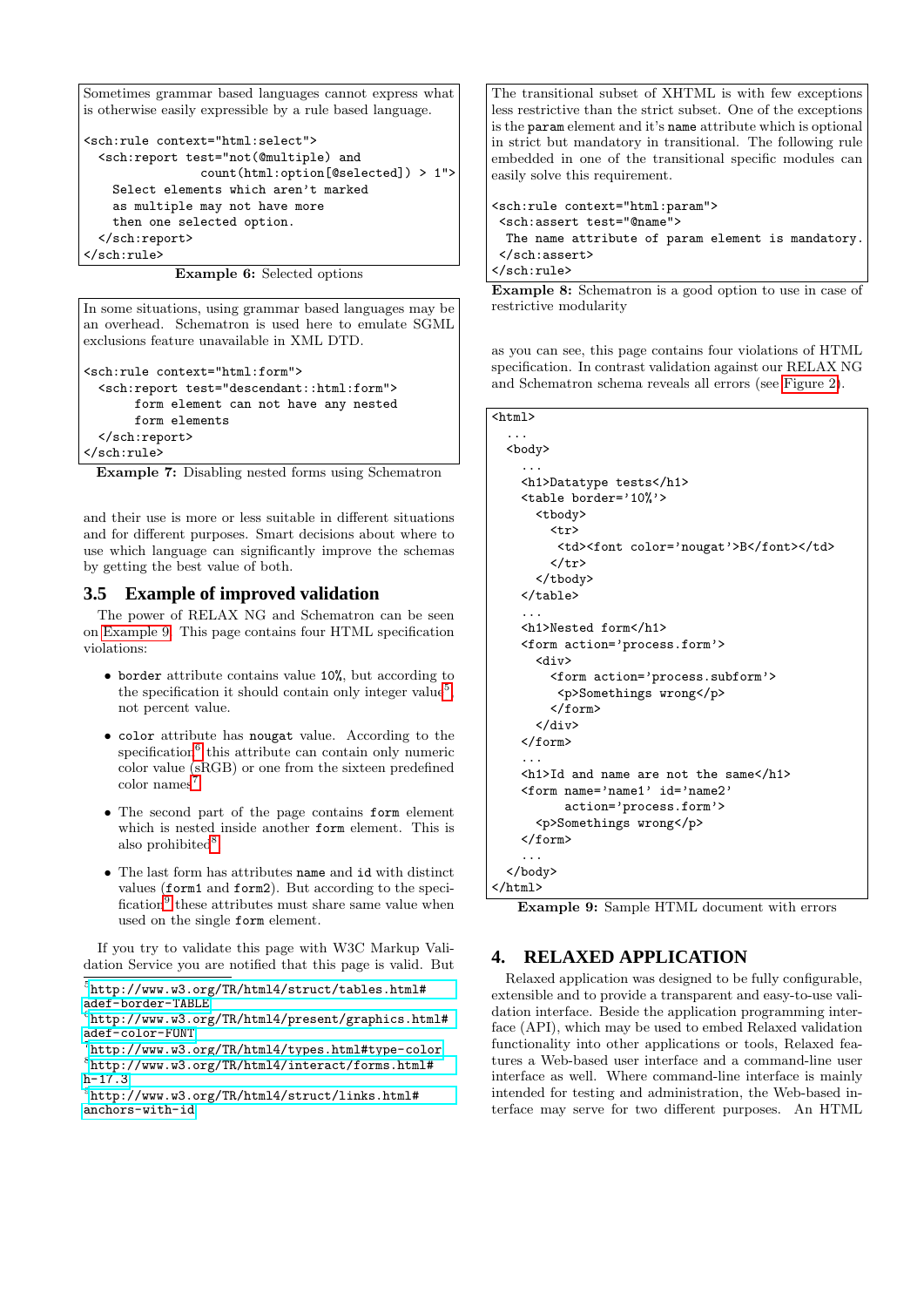Sometimes grammar based languages cannot express what is otherwise easily expressible by a rule based language.

```
<sch:rule context="html:select">
  <sch:report test="not(@multiple) and
              count(html:option[@selected]) > 1">
    Select elements which aren't marked
    as multiple may not have more
    then one selected option.
  </sch:report>
</sch:rule>
```

**Example 6:** Selected options

In some situations, using grammar based languages may be an overhead. Schematron is used here to emulate SGML exclusions feature unavailable in XML DTD.

```
<sch:rule context="html:form">
  <sch:report test="descendant::html:form">
        form element can not have any nested
        form elements
  </sch:report>
</sch:rule>
```

**Example 7:** Disabling nested forms using Schematron

and their use is more or less suitable in different situations and for different purposes. Smart decisions about where to use which language can significantly improve the schemas by getting the best value of both.

### 3.5 Example of improved validation

The power of RELAX NG and Schematron can be seen on Example 9. This page contains four HTML specification violations:

- border attribute contains value 10%, but according to the specification it should contain only integer value[5], not percent value.
- color attribute has nougat value. According to the specification[6] this attribute can contain only numeric color value (sRGB) or one from the sixteen predefined color names[7].
- The second part of the page contains form element which is nested inside another form element. This is also prohibited[8].
- The last form has attributes name and id with distinct values (form1 and form2). But according to the specification[9] these attributes must share same value when used on the single form element.

If you try to validate this page with W3C Markup Validation Service you are notified that this page is valid. But

[5] http://www.w3.org/TR/html4/struct/tables.html#adef-border-TABLE

[6] http://www.w3.org/TR/html4/present/graphics.html#adef-color-FONT

[7] http://www.w3.org/TR/html4/types.html#type-color

[8] http://www.w3.org/TR/html4/interact/forms.html#h-17.3

[9] http://www.w3.org/TR/html4/struct/links.html#anchors-with-id

The transitional subset of XHTML is with few exceptions less restrictive than the strict subset. One of the exceptions is the param element and it's name attribute which is optional in strict but mandatory in transitional. The following rule embedded in one of the transitional specific modules can easily solve this requirement.

```
<sch:rule context="html:param">
 <sch:assert test="@name">
  The name attribute of param element is mandatory.
 </sch:assert>
</sch:rule>
```

**Example 8:** Schematron is a good option to use in case of restrictive modularity

as you can see, this page contains four violations of HTML specification. In contrast validation against our RELAX NG and Schematron schema reveals all errors (see Figure 2).

```
<html>
  ...
  <body>
    ...
    <h1>Datatype tests</h1>
    <table border='10%'>
      <tbody>
        <tr>
         <td><font color='nougat'>B</font></td>
        </tr>
      </tbody>
    </table>
    ...
    <h1>Nested form</h1>
    <form action='process.form'>
      <div>
        <form action='process.subform'>
         <p>Somethings wrong</p>
        </form>
      </div>
    </form>
    ...
    <h1>Id and name are not the same</h1>
    <form name='name1' id='name2'
          action='process.form'>
      <p>Somethings wrong</p>
    </form>
    ...
  </body>
</html>
```

**Example 9:** Sample HTML document with errors

## 4. RELAXED APPLICATION

Relaxed application was designed to be fully configurable, extensible and to provide a transparent and easy-to-use validation interface. Beside the application programming interface (API), which may be used to embed Relaxed validation functionality into other applications or tools, Relaxed features a Web-based user interface and a command-line user interface as well. Where command-line interface is mainly intended for testing and administration, the Web-based interface may serve for two different purposes. An HTML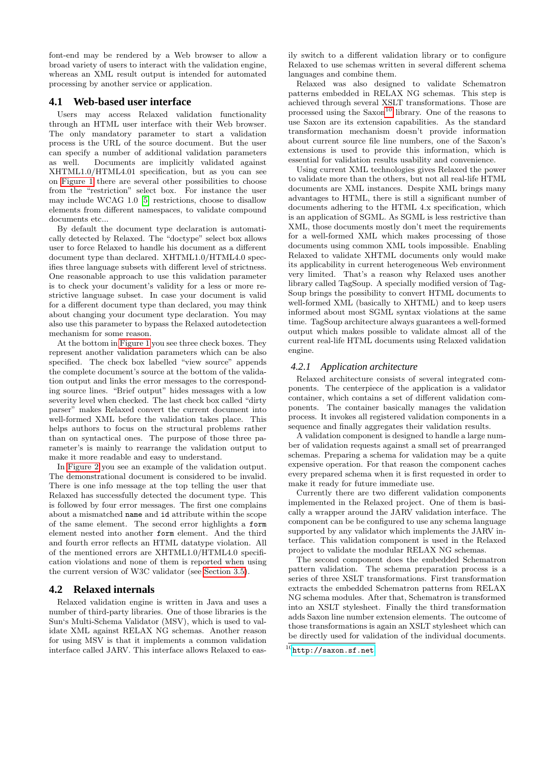font-end may be rendered by a Web browser to allow a broad variety of users to interact with the validation engine, whereas an XML result output is intended for automated processing by another service or application.

## 4.1 Web-based user interface

Users may access Relaxed validation functionality through an HTML user interface with their Web browser. The only mandatory parameter to start a validation process is the URL of the source document. But the user can specify a number of additional validation parameters as well. Documents are implicitly validated against XHTML1.0/HTML4.01 specification, but as you can see on Figure 1 there are several other possibilities to choose from the "restriction" select box. For instance the user may include WCAG 1.0 [5] restrictions, choose to disallow elements from different namespaces, to validate compound documents etc...

By default the document type declaration is automatically detected by Relaxed. The "doctype" select box allows user to force Relaxed to handle his document as a different document type than declared. XHTML1.0/HTML4.0 specifies three language subsets with different level of strictness. One reasonable approach to use this validation parameter is to check your document's validity for a less or more restrictive language subset. In case your document is valid for a different document type than declared, you may think about changing your document type declaration. You may also use this parameter to bypass the Relaxed autodetection mechanism for some reason.

At the bottom in Figure 1 you see three check boxes. They represent another validation parameters which can be also specified. The check box labelled "view source" appends the complete document's source at the bottom of the validation output and links the error messages to the corresponding source lines. "Brief output" hides messages with a low severity level when checked. The last check box called "dirty parser" makes Relaxed convert the current document into well-formed XML before the validation takes place. This helps authors to focus on the structural problems rather than on syntactical ones. The purpose of those three parameter's is mainly to rearrange the validation output to make it more readable and easy to understand.

In Figure 2 you see an example of the validation output. The demonstrational document is considered to be invalid. There is one info message at the top telling the user that Relaxed has successfully detected the document type. This is followed by four error messages. The first one complains about a mismatched `name` and `id` attribute within the scope of the same element. The second error highlights a `form` element nested into another `form` element. And the third and fourth error reflects an HTML datatype violation. All of the mentioned errors are XHTML1.0/HTML4.0 specification violations and none of them is reported when using the current version of W3C validator (see Section 3.5).

## 4.2 Relaxed internals

Relaxed validation engine is written in Java and uses a number of third-party libraries. One of those libraries is the Sun's Multi-Schema Validator (MSV), which is used to validate XML against RELAX NG schemas. Another reason for using MSV is that it implements a common validation interface called JARV. This interface allows Relaxed to easily switch to a different validation library or to configure Relaxed to use schemas written in several different schema languages and combine them.

Relaxed was also designed to validate Schematron patterns embedded in RELAX NG schemas. This step is achieved through several XSLT transformations. Those are processed using the Saxon[10] library. One of the reasons to use Saxon are its extension capabilities. As the standard transformation mechanism doesn't provide information about current source file line numbers, one of the Saxon's extensions is used to provide this information, which is essential for validation results usability and convenience.

Using current XML technologies gives Relaxed the power to validate more than the others, but not all real-life HTML documents are XML instances. Despite XML brings many advantages to HTML, there is still a significant number of documents adhering to the HTML 4.x specification, which is an application of SGML. As SGML is less restrictive than XML, those documents mostly don't meet the requirements for a well-formed XML which makes processing of those documents using common XML tools impossible. Enabling Relaxed to validate XHTML documents only would make its applicability in current heterogeneous Web environment very limited. That's a reason why Relaxed uses another library called TagSoup. A specially modified version of TagSoup brings the possibility to convert HTML documents to well-formed XML (basically to XHTML) and to keep users informed about most SGML syntax violations at the same time. TagSoup architecture always guarantees a well-formed output which makes possible to validate almost all of the current real-life HTML documents using Relaxed validation engine.

### 4.2.1 *Application architecture*

Relaxed architecture consists of several integrated components. The centerpiece of the application is a validator container, which contains a set of different validation components. The container basically manages the validation process. It invokes all registered validation components in a sequence and finally aggregates their validation results.

A validation component is designed to handle a large number of validation requests against a small set of prearranged schemas. Preparing a schema for validation may be a quite expensive operation. For that reason the component caches every prepared schema when it is first requested in order to make it ready for future immediate use.

Currently there are two different validation components implemented in the Relaxed project. One of them is basically a wrapper around the JARV validation interface. The component can be be configured to use any schema language supported by any validator which implements the JARV interface. This validation component is used in the Relaxed project to validate the modular RELAX NG schemas.

The second component does the embedded Schematron pattern validation. The schema preparation process is a series of three XSLT transformations. First transformation extracts the embedded Schematron patterns from RELAX NG schema modules. After that, Schematron is transformed into an XSLT stylesheet. Finally the third transformation adds Saxon line number extension elements. The outcome of those transformations is again an XSLT stylesheet which can be directly used for validation of the individual documents.

[10] http://saxon.sf.net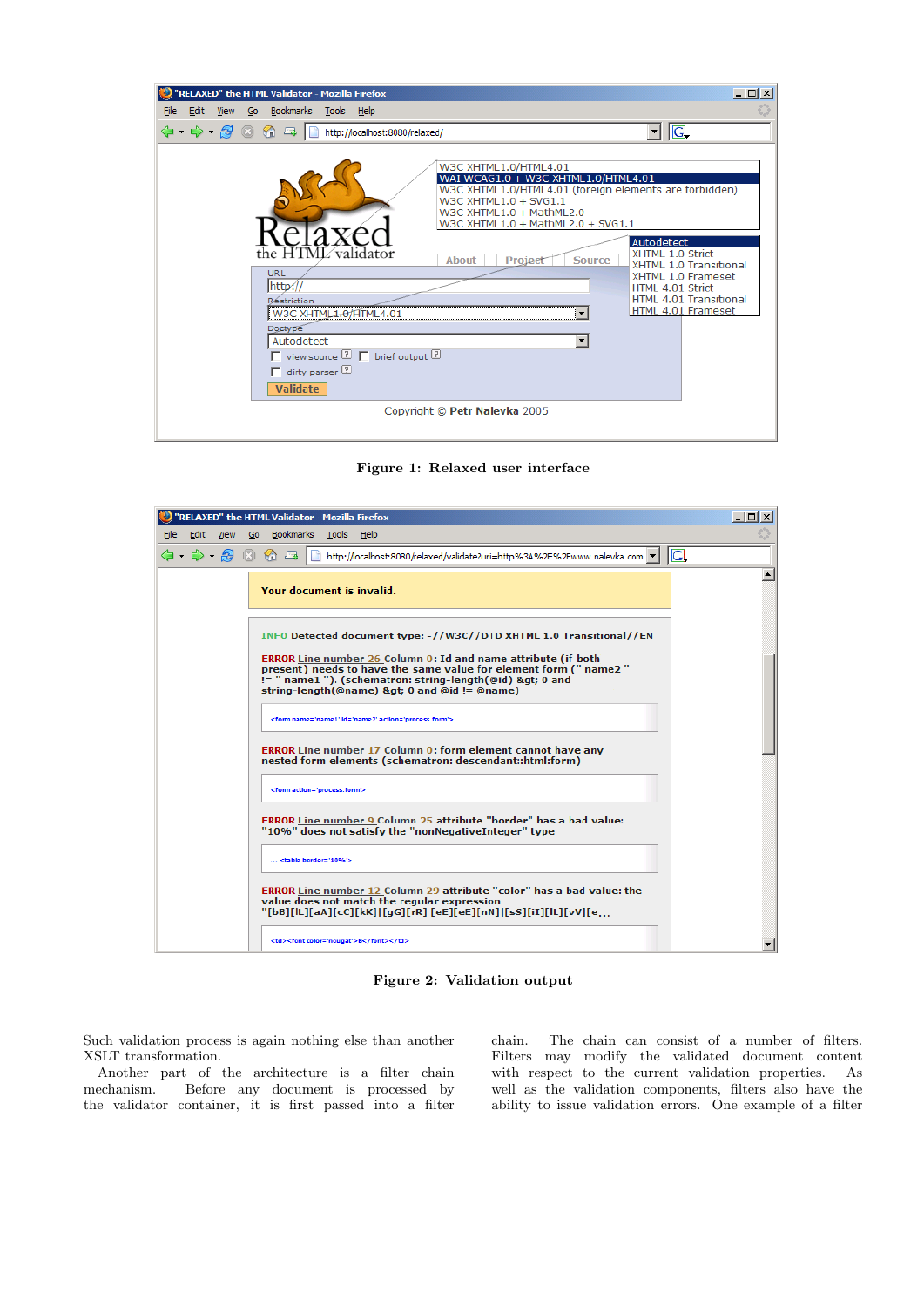Figure 1: Relaxed user interface

Figure 2: Validation output

Such validation process is again nothing else than another XSLT transformation.

Another part of the architecture is a filter chain mechanism. Before any document is processed by the validator container, it is first passed into a filter chain. The chain can consist of a number of filters. Filters may modify the validated document content with respect to the current validation properties. As well as the validation components, filters also have the ability to issue validation errors. One example of a filter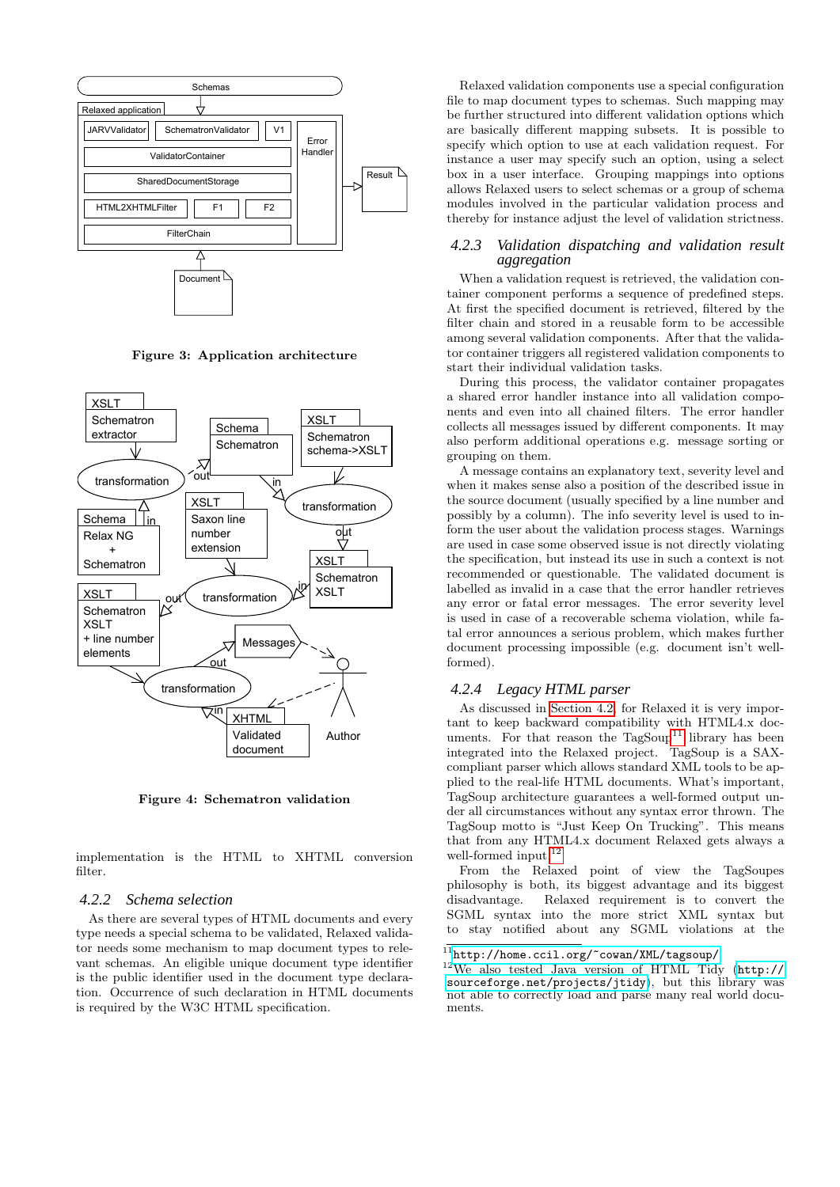Schemas

Relaxed application

JARVValidator | SchematronValidator | V1

ValidatorContainer

SharedDocumentStorage

HTML2XHTMLFilter | F1 | F2

FilterChain

Error Handler

Result

Document

**Figure 3: Application architecture**

XSLT Schematron extractor

transformation

Schema Schematron

out

in

XSLT Schematron schema->XSLT

transformation

Schema Relax NG + Schematron

in

XSLT Saxon line number extension

out

XSLT Schematron XSLT

XSLT Schematron XSLT + line number elements

out

transformation

in

Messages

out

transformation

in

XHTML Validated document

Author

**Figure 4: Schematron validation**

implementation is the HTML to XHTML conversion filter.

### 4.2.2 Schema selection

As there are several types of HTML documents and every type needs a special schema to be validated, Relaxed validator needs some mechanism to map document types to relevant schemas. An eligible unique document type identifier is the public identifier used in the document type declaration. Occurrence of such declaration in HTML documents is required by the W3C HTML specification.

Relaxed validation components use a special configuration file to map document types to schemas. Such mapping may be further structured into different validation options which are basically different mapping subsets. It is possible to specify which option to use at each validation request. For instance a user may specify such an option, using a select box in a user interface. Grouping mappings into options allows Relaxed users to select schemas or a group of schema modules involved in the particular validation process and thereby for instance adjust the level of validation strictness.

### 4.2.3 Validation dispatching and validation result aggregation

When a validation request is retrieved, the validation container component performs a sequence of predefined steps. At first the specified document is retrieved, filtered by the filter chain and stored in a reusable form to be accessible among several validation components. After that the validator container triggers all registered validation components to start their individual validation tasks.

During this process, the validator container propagates a shared error handler instance into all validation components and even into all chained filters. The error handler collects all messages issued by different components. It may also perform additional operations e.g. message sorting or grouping on them.

A message contains an explanatory text, severity level and when it makes sense also a position of the described issue in the source document (usually specified by a line number and possibly by a column). The info severity level is used to inform the user about the validation process stages. Warnings are used in case some observed issue is not directly violating the specification, but instead its use in such a context is not recommended or questionable. The validated document is labelled as invalid in a case that the error handler retrieves any error or fatal error messages. The error severity level is used in case of a recoverable schema violation, while fatal error announces a serious problem, which makes further document processing impossible (e.g. document isn't well-formed).

### 4.2.4 Legacy HTML parser

As discussed in Section 4.2, for Relaxed it is very important to keep backward compatibility with HTML4.x documents. For that reason the TagSoup[11] library has been integrated into the Relaxed project. TagSoup is a SAX-compliant parser which allows standard XML tools to be applied to the real-life HTML documents. What's important, TagSoup architecture guarantees a well-formed output under all circumstances without any syntax error thrown. The TagSoup motto is "Just Keep On Trucking". This means that from any HTML4.x document Relaxed gets always a well-formed input.[12]

From the Relaxed point of view the TagSoupes philosophy is both, its biggest advantage and its biggest disadvantage. Relaxed requirement is to convert the SGML syntax into the more strict XML syntax but to stay notified about any SGML violations at the

[11] http://home.ccil.org/~cowan/XML/tagsoup/

[12] We also tested Java version of HTML Tidy (http://sourceforge.net/projects/jtidy), but this library was not able to correctly load and parse many real world documents.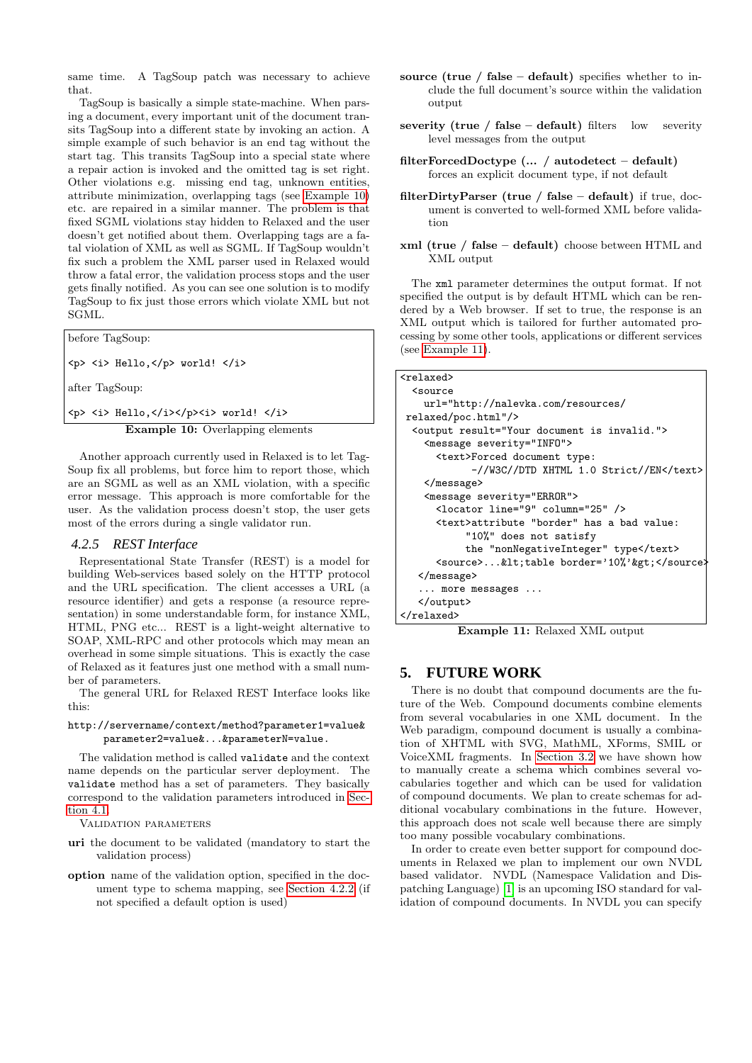same time. A TagSoup patch was necessary to achieve that.

TagSoup is basically a simple state-machine. When parsing a document, every important unit of the document transits TagSoup into a different state by invoking an action. A simple example of such behavior is an end tag without the start tag. This transits TagSoup into a special state where a repair action is invoked and the omitted tag is set right. Other violations e.g. missing end tag, unknown entities, attribute minimization, overlapping tags (see Example 10) etc. are repaired in a similar manner. The problem is that fixed SGML violations stay hidden to Relaxed and the user doesn't get notified about them. Overlapping tags are a fatal violation of XML as well as SGML. If TagSoup wouldn't fix such a problem the XML parser used in Relaxed would throw a fatal error, the validation process stops and the user gets finally notified. As you can see one solution is to modify TagSoup to fix just those errors which violate XML but not SGML.

```
before TagSoup:

<p> <i> Hello,</p> world! </i>

after TagSoup:

<p> <i> Hello,</i></p><i> world! </i>
```

**Example 10:** Overlapping elements

Another approach currently used in Relaxed is to let TagSoup fix all problems, but force him to report those, which are an SGML as well as an XML violation, with a specific error message. This approach is more comfortable for the user. As the validation process doesn't stop, the user gets most of the errors during a single validator run.

### 4.2.5 *REST Interface*

Representational State Transfer (REST) is a model for building Web-services based solely on the HTTP protocol and the URL specification. The client accesses a URL (a resource identifier) and gets a response (a resource representation) in some understandable form, for instance XML, HTML, PNG etc... REST is a light-weight alternative to SOAP, XML-RPC and other protocols which may mean an overhead in some simple situations. This is exactly the case of Relaxed as it features just one method with a small number of parameters.

The general URL for Relaxed REST Interface looks like this:

```
http://servername/context/method?parameter1=value&
      parameter2=value&...&parameterN=value.
```

The validation method is called `validate` and the context name depends on the particular server deployment. The `validate` method has a set of parameters. They basically correspond to the validation parameters introduced in Section 4.1.

VALIDATION PARAMETERS

**uri** the document to be validated (mandatory to start the validation process)

**option** name of the validation option, specified in the document type to schema mapping, see Section 4.2.2 (if not specified a default option is used)

**source (true / false – default)** specifies whether to include the full document's source within the validation output

**severity (true / false – default)** filters low severity level messages from the output

**filterForcedDoctype (... / autodetect – default)** forces an explicit document type, if not default

**filterDirtyParser (true / false – default)** if true, document is converted to well-formed XML before validation

**xml (true / false – default)** choose between HTML and XML output

The `xml` parameter determines the output format. If not specified the output is by default HTML which can be rendered by a Web browser. If set to true, the response is an XML output which is tailored for further automated processing by some other tools, applications or different services (see Example 11).

```
<relaxed>
  <source
    url="http://nalevka.com/resources/
 relaxed/poc.html"/>
  <output result="Your document is invalid.">
    <message severity="INFO">
      <text>Forced document type:
            -//W3C//DTD XHTML 1.0 Strict//EN</text>
    </message>
    <message severity="ERROR">
      <locator line="9" column="25" />
      <text>attribute "border" has a bad value:
           "10%" does not satisfy
           the "nonNegativeInteger" type</text>
      <source>...&lt;table border='10%'&gt;</source>
   </message>
   ... more messages ...
   </output>
</relaxed>
```

**Example 11:** Relaxed XML output

## 5. FUTURE WORK

There is no doubt that compound documents are the future of the Web. Compound documents combine elements from several vocabularies in one XML document. In the Web paradigm, compound document is usually a combination of XHTML with SVG, MathML, XForms, SMIL or VoiceXML fragments. In Section 3.2 we have shown how to manually create a schema which combines several vocabularies together and which can be used for validation of compound documents. We plan to create schemas for additional vocabulary combinations in the future. However, this approach does not scale well because there are simply too many possible vocabulary combinations.

In order to create even better support for compound documents in Relaxed we plan to implement our own NVDL based validator. NVDL (Namespace Validation and Dispatching Language) [1] is an upcoming ISO standard for validation of compound documents. In NVDL you can specify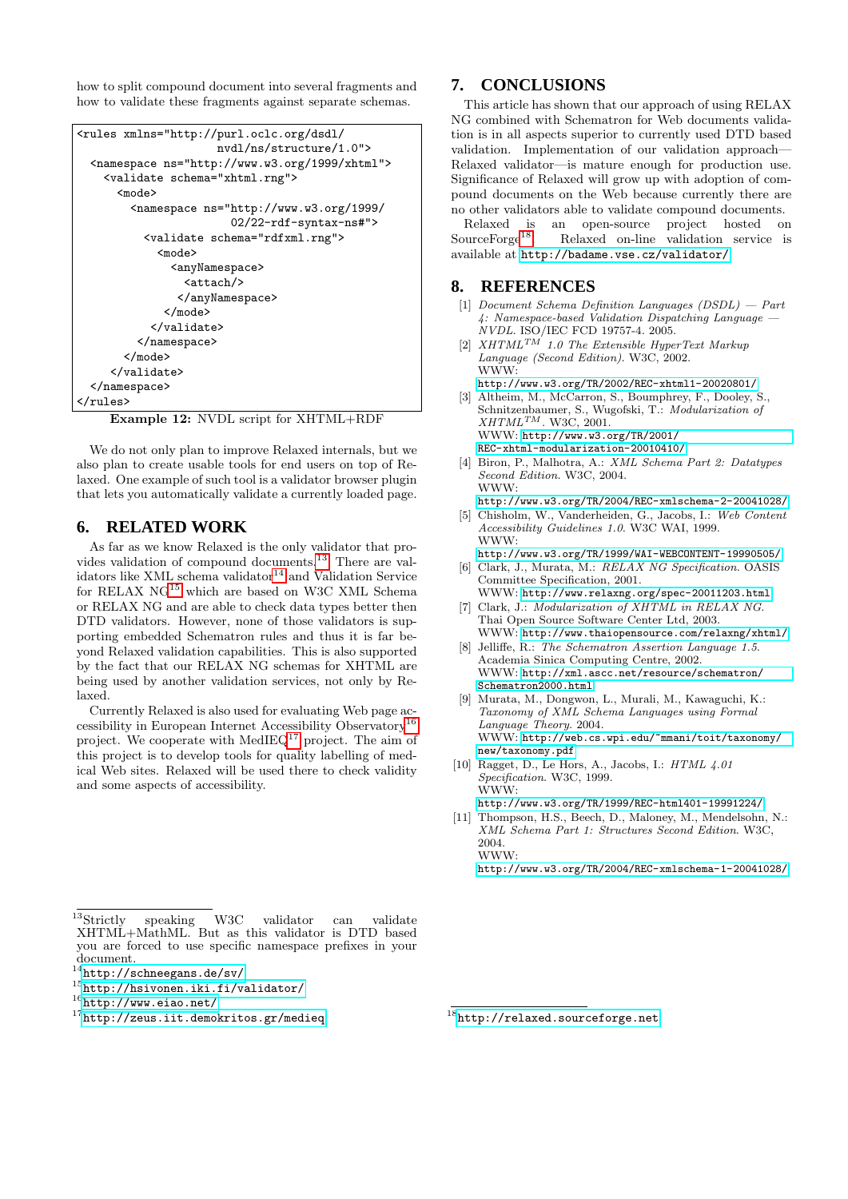how to split compound document into several fragments and how to validate these fragments against separate schemas.

```
<rules xmlns="http://purl.oclc.org/dsdl/
                     nvdl/ns/structure/1.0">
  <namespace ns="http://www.w3.org/1999/xhtml">
    <validate schema="xhtml.rng">
      <mode>
        <namespace ns="http://www.w3.org/1999/
                       02/22-rdf-syntax-ns#">
          <validate schema="rdfxml.rng">
            <mode>
              <anyNamespace>
                <attach/>
              </anyNamespace>
            </mode>
          </validate>
        </namespace>
      </mode>
    </validate>
  </namespace>
</rules>
```

**Example 12:** NVDL script for XHTML+RDF

We do not only plan to improve Relaxed internals, but we also plan to create usable tools for end users on top of Relaxed. One example of such tool is a validator browser plugin that lets you automatically validate a currently loaded page.

## 6. RELATED WORK

As far as we know Relaxed is the only validator that provides validation of compound documents.[13] There are validators like XML schema validator[14] and Validation Service for RELAX NG[15] which are based on W3C XML Schema or RELAX NG and are able to check data types better then DTD validators. However, none of those validators is supporting embedded Schematron rules and thus it is far beyond Relaxed validation capabilities. This is also supported by the fact that our RELAX NG schemas for XHTML are being used by another validation services, not only by Relaxed.

Currently Relaxed is also used for evaluating Web page accessibility in European Internet Accessibility Observatory[16] project. We cooperate with MedIEQ[17] project. The aim of this project is to develop tools for quality labelling of medical Web sites. Relaxed will be used there to check validity and some aspects of accessibility.

[13] Strictly speaking W3C validator can validate XHTML+MathML. But as this validator is DTD based you are forced to use specific namespace prefixes in your document.

[14] http://schneegans.de/sv/

[15] http://hsivonen.iki.fi/validator/

[16] http://www.eiao.net/

[17] http://zeus.iit.demokritos.gr/medieq

## 7. CONCLUSIONS

This article has shown that our approach of using RELAX NG combined with Schematron for Web documents validation is in all aspects superior to currently used DTD based validation. Implementation of our validation approach—Relaxed validator—is mature enough for production use. Significance of Relaxed will grow up with adoption of compound documents on the Web because currently there are no other validators able to validate compound documents.

Relaxed is an open-source project hosted on SourceForge[18]. Relaxed on-line validation service is available at http://badame.vse.cz/validator/

## 8. REFERENCES

[1] *Document Schema Definition Languages (DSDL) — Part 4: Namespace-based Validation Dispatching Language — NVDL*. ISO/IEC FCD 19757-4. 2005.

[2] *XHTML$^{TM}$ 1.0 The Extensible HyperText Markup Language (Second Edition)*. W3C, 2002. WWW: http://www.w3.org/TR/2002/REC-xhtml1-20020801/

[3] Altheim, M., McCarron, S., Boumphrey, F., Dooley, S., Schnitzenbaumer, S., Wugofski, T.: *Modularization of XHTML$^{TM}$*. W3C, 2001. WWW: http://www.w3.org/TR/2001/REC-xhtml-modularization-20010410/

[4] Biron, P., Malhotra, A.: *XML Schema Part 2: Datatypes Second Edition*. W3C, 2004. WWW: http://www.w3.org/TR/2004/REC-xmlschema-2-20041028/

[5] Chisholm, W., Vanderheiden, G., Jacobs, I.: *Web Content Accessibility Guidelines 1.0*. W3C WAI, 1999. WWW: http://www.w3.org/TR/1999/WAI-WEBCONTENT-19990505/

[6] Clark, J., Murata, M.: *RELAX NG Specification*. OASIS Committee Specification, 2001. WWW: http://www.relaxng.org/spec-20011203.html

[7] Clark, J.: *Modularization of XHTML in RELAX NG*. Thai Open Source Software Center Ltd, 2003. WWW: http://www.thaiopensource.com/relaxng/xhtml/

[8] Jelliffe, R.: *The Schematron Assertion Language 1.5*. Academia Sinica Computing Centre, 2002. WWW: http://xml.ascc.net/resource/schematron/Schematron2000.html

[9] Murata, M., Dongwon, L., Murali, M., Kawaguchi, K.: *Taxonomy of XML Schema Languages using Formal Language Theory*. 2004. WWW: http://web.cs.wpi.edu/~mmani/toit/taxonomy/new/taxonomy.pdf

[10] Ragget, D., Le Hors, A., Jacobs, I.: *HTML 4.01 Specification*. W3C, 1999. WWW: http://www.w3.org/TR/1999/REC-html401-19991224/

[11] Thompson, H.S., Beech, D., Maloney, M., Mendelsohn, N.: *XML Schema Part 1: Structures Second Edition*. W3C, 2004. WWW: http://www.w3.org/TR/2004/REC-xmlschema-1-20041028/

[18] http://relaxed.sourceforge.net